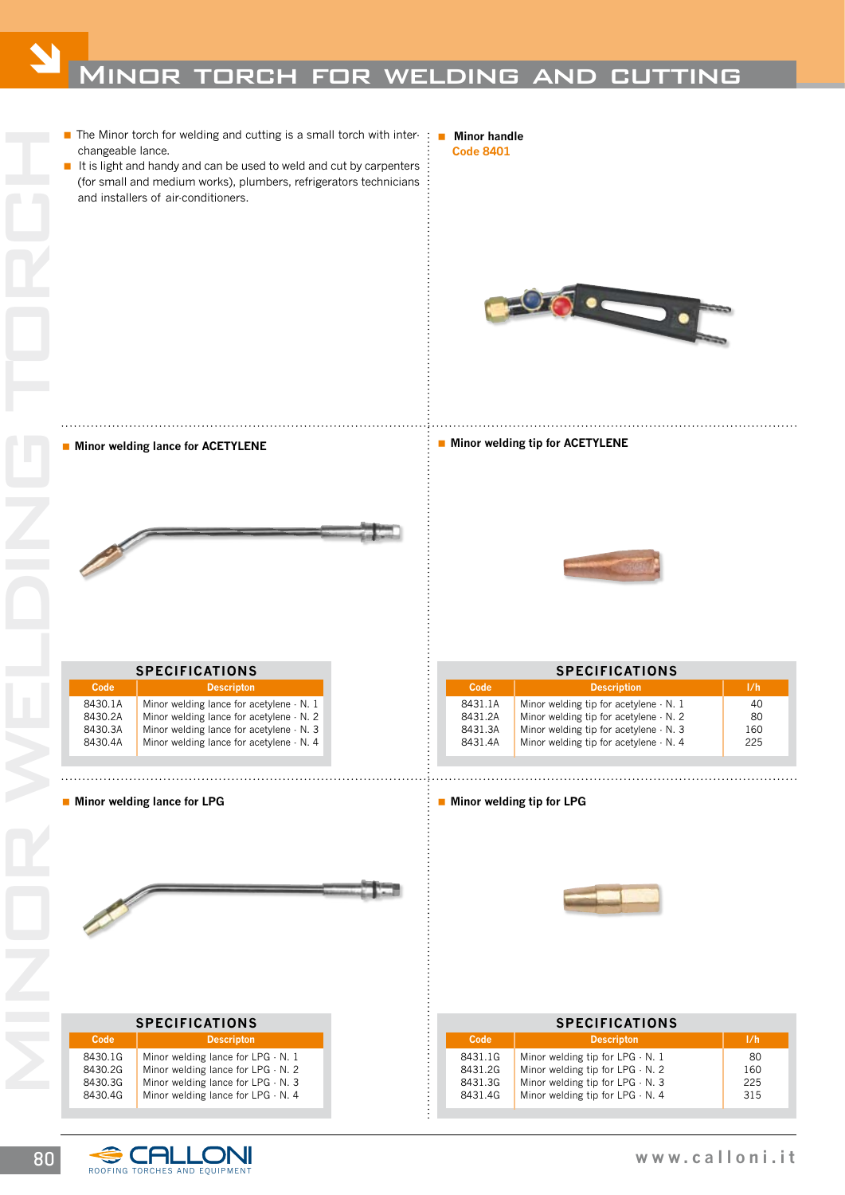# Minor torch for welding and cutting

- The Minor torch for welding and cutting is a small torch with interchangeable lance.
- It is light and handy and can be used to weld and cut by carpenters (for small and medium works), plumbers, refrigerators technicians and installers of air-conditioners.

**Minor handle**
Code 8401

## Minor welding lance for ACETYLENE

**SPECIFICATIONS**

| Code | Descripton |
|---|---|
| 8430.1A | Minor welding lance for acetylene - N. 1 |
| 8430.2A | Minor welding lance for acetylene - N. 2 |
| 8430.3A | Minor welding lance for acetylene - N. 3 |
| 8430.4A | Minor welding lance for acetylene - N. 4 |

## Minor welding tip for ACETYLENE

**SPECIFICATIONS**

| Code | Description | l/h |
|---|---|---|
| 8431.1A | Minor welding tip for acetylene - N. 1 | 40 |
| 8431.2A | Minor welding tip for acetylene - N. 2 | 80 |
| 8431.3A | Minor welding tip for acetylene - N. 3 | 160 |
| 8431.4A | Minor welding tip for acetylene - N. 4 | 225 |

## Minor welding lance for LPG

**SPECIFICATIONS**

| Code | Descripton |
|---|---|
| 8430.1G | Minor welding lance for LPG - N. 1 |
| 8430.2G | Minor welding lance for LPG - N. 2 |
| 8430.3G | Minor welding lance for LPG - N. 3 |
| 8430.4G | Minor welding lance for LPG - N. 4 |

## Minor welding tip for LPG

**SPECIFICATIONS**

| Code | Description | l/h |
|---|---|---|
| 8431.1G | Minor welding tip for LPG - N. 1 | 80 |
| 8431.2G | Minor welding tip for LPG - N. 2 | 160 |
| 8431.3G | Minor welding tip for LPG - N. 3 | 225 |
| 8431.4G | Minor welding tip for LPG - N. 4 | 315 |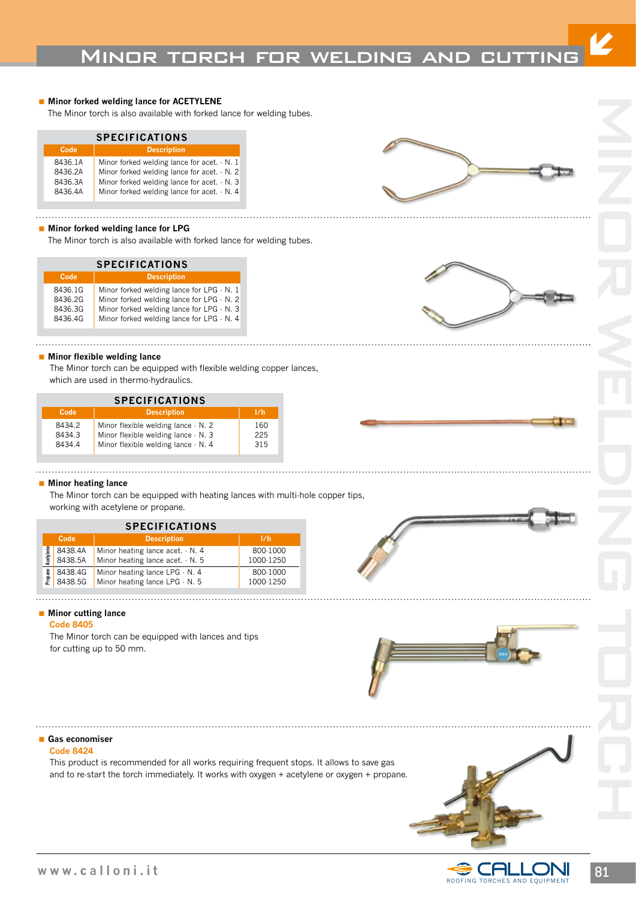# Minor torch for welding and cutting

## Minor forked welding lance for ACETYLENE

The Minor torch is also available with forked lance for welding tubes.

**SPECIFICATIONS**

| Code | Description |
|---|---|
| 8436.1A | Minor forked welding lance for acet. - N. 1 |
| 8436.2A | Minor forked welding lance for acet. - N. 2 |
| 8436.3A | Minor forked welding lance for acet. - N. 3 |
| 8436.4A | Minor forked welding lance for acet. - N. 4 |

## Minor forked welding lance for LPG

The Minor torch is also available with forked lance for welding tubes.

**SPECIFICATIONS**

| Code | Description |
|---|---|
| 8436.1G | Minor forked welding lance for LPG - N. 1 |
| 8436.2G | Minor forked welding lance for LPG - N. 2 |
| 8436.3G | Minor forked welding lance for LPG - N. 3 |
| 8436.4G | Minor forked welding lance for LPG - N. 4 |

## Minor flexible welding lance

The Minor torch can be equipped with flexible welding copper lances, which are used in thermo-hydraulics.

**SPECIFICATIONS**

| Code | Description | l/h |
|---|---|---|
| 8434.2 | Minor flexible welding lance - N. 2 | 160 |
| 8434.3 | Minor flexible welding lance - N. 3 | 225 |
| 8434.4 | Minor flexible welding lance - N. 4 | 315 |

## Minor heating lance

The Minor torch can be equipped with heating lances with multi-hole copper tips, working with acetylene or propane.

**SPECIFICATIONS**

| | Code | Description | l/h |
|---|---|---|---|
| Acetylene | 8438.4A | Minor heating lance acet. - N. 4 | 800-1000 |
| Acetylene | 8438.5A | Minor heating lance acet. - N. 5 | 1000-1250 |
| Propane | 8438.4G | Minor heating lance LPG - N. 4 | 800-1000 |
| Propane | 8438.5G | Minor heating lance LPG - N. 5 | 1000-1250 |

## Minor cutting lance

**Code 8405**

The Minor torch can be equipped with lances and tips for cutting up to 50 mm.

## Gas economiser

**Code 8424**

This product is recommended for all works requiring frequent stops. It allows to save gas and to re-start the torch immediately. It works with oxygen + acetylene or oxygen + propane.

www.calloni.it

CALLONI ROOFING TORCHES AND EQUIPMENT